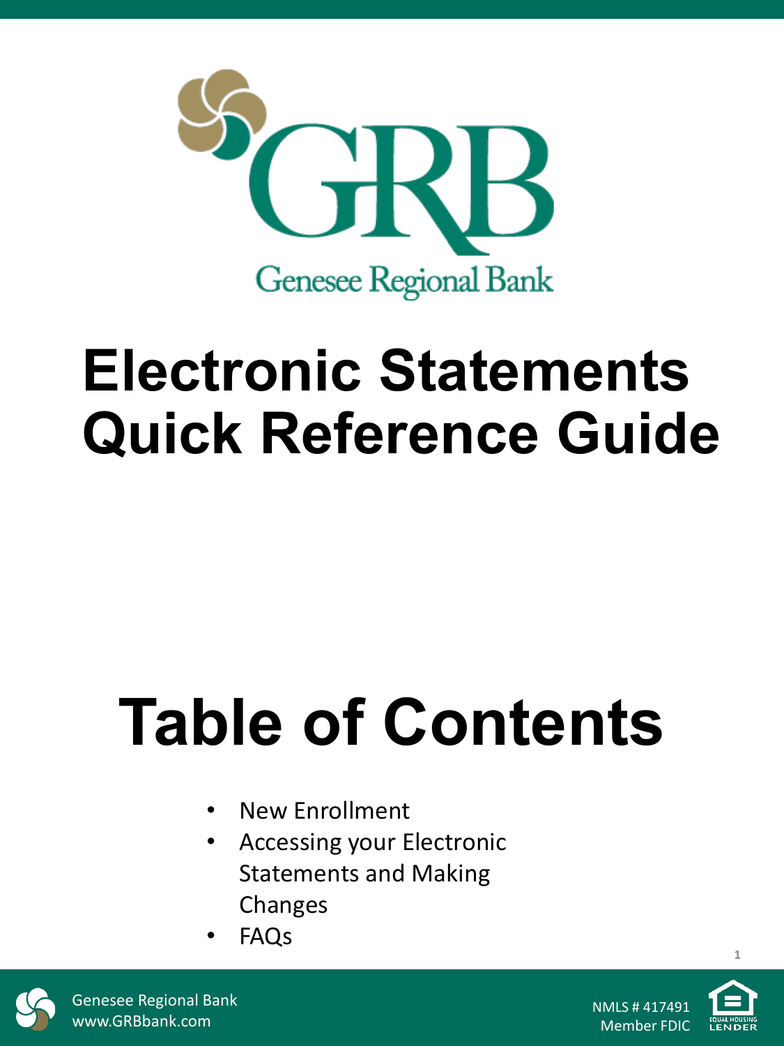GRB

Genesee Regional Bank

# Electronic Statements Quick Reference Guide

# Table of Contents

- New Enrollment
- Accessing your Electronic Statements and Making Changes
- FAQs

Genesee Regional Bank
www.GRBbank.com

NMLS # 417491
Member FDIC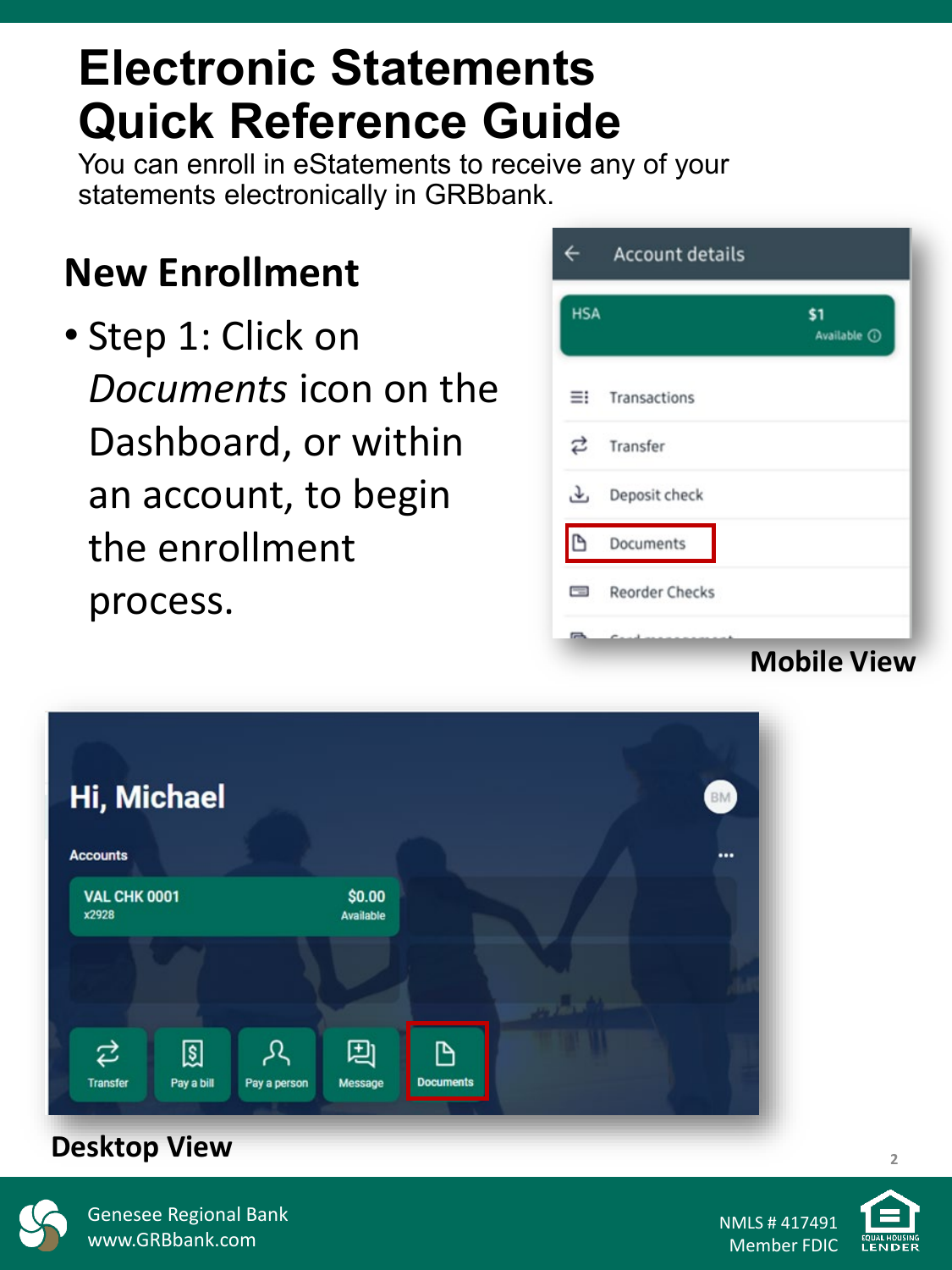# Electronic Statements Quick Reference Guide

You can enroll in eStatements to receive any of your statements electronically in GRBbank.

## New Enrollment

- Step 1: Click on *Documents* icon on the Dashboard, or within an account, to begin the enrollment process.

**Mobile View**

**Desktop View**

Genesee Regional Bank
www.GRBbank.com

NMLS # 417491
Member FDIC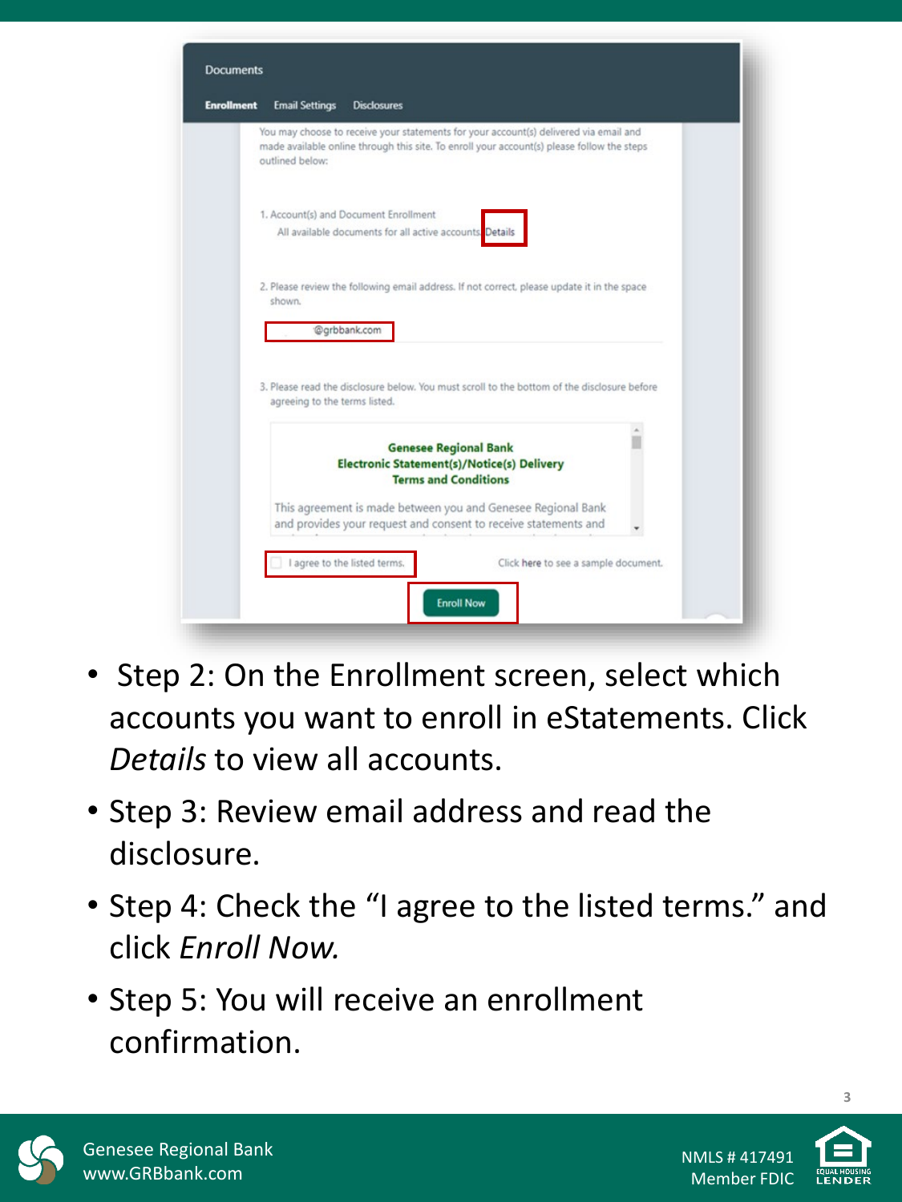- Step 2: On the Enrollment screen, select which accounts you want to enroll in eStatements. Click *Details* to view all accounts.
- Step 3: Review email address and read the disclosure.
- Step 4: Check the "I agree to the listed terms." and click *Enroll Now.*
- Step 5: You will receive an enrollment confirmation.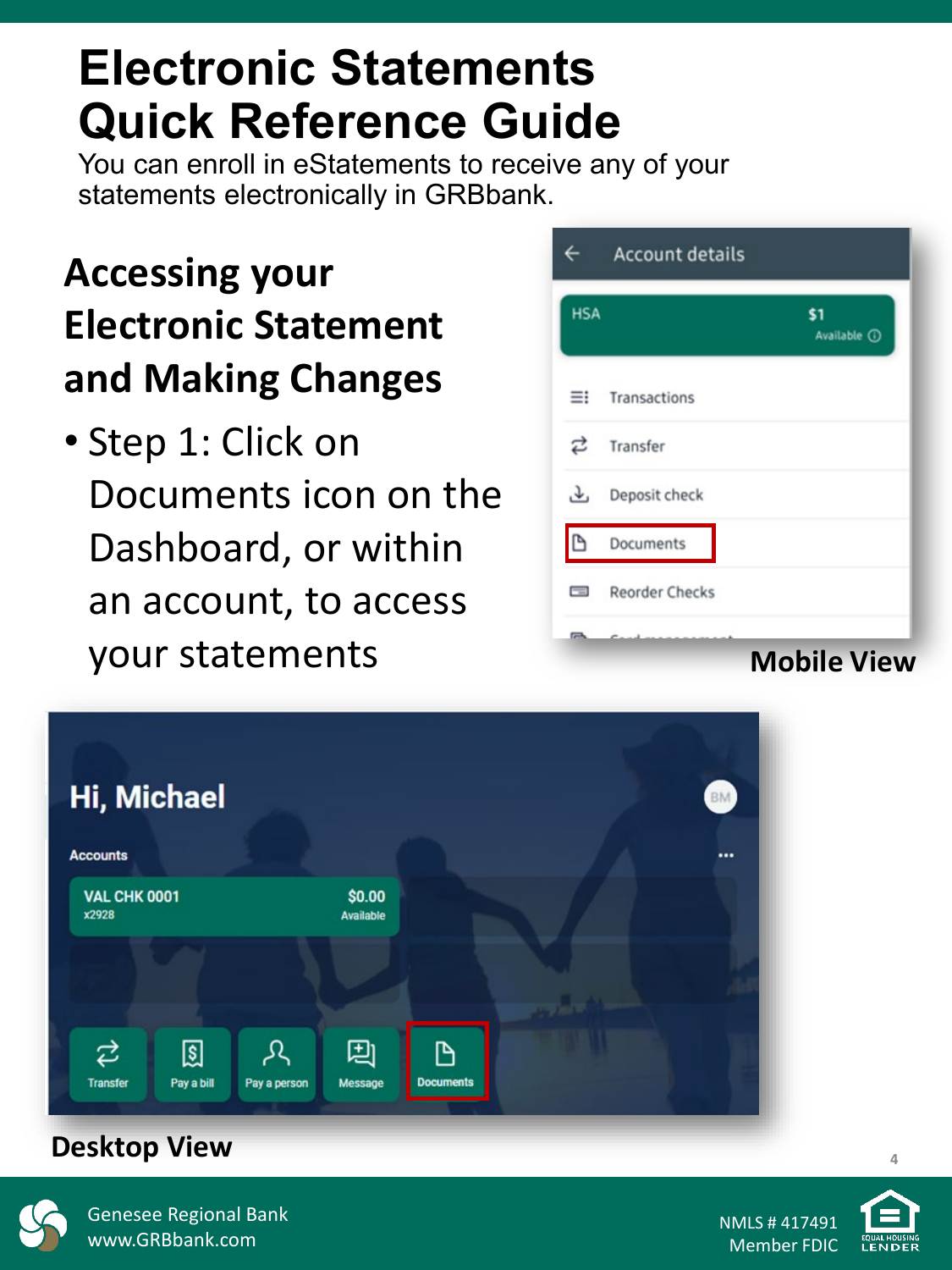# Electronic Statements Quick Reference Guide

You can enroll in eStatements to receive any of your statements electronically in GRBbank.

## Accessing your Electronic Statement and Making Changes

- Step 1: Click on Documents icon on the Dashboard, or within an account, to access your statements

Mobile View

Desktop View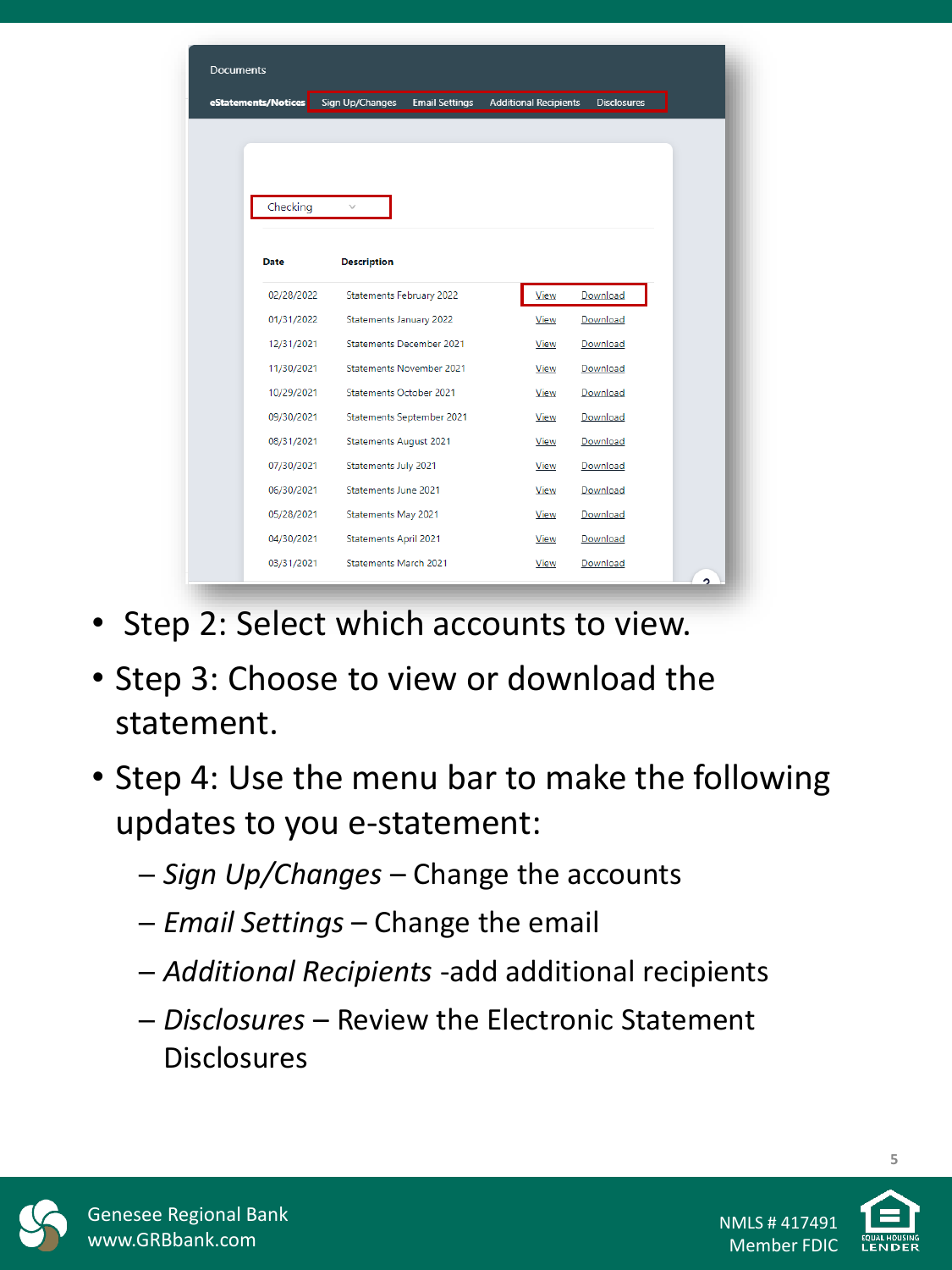Documents

eStatements/Notices | Sign Up/Changes | Email Settings | Additional Recipients | Disclosures

Checking

| Date | Description | | |
|---|---|---|---|
| 02/28/2022 | Statements February 2022 | View | Download |
| 01/31/2022 | Statements January 2022 | View | Download |
| 12/31/2021 | Statements December 2021 | View | Download |
| 11/30/2021 | Statements November 2021 | View | Download |
| 10/29/2021 | Statements October 2021 | View | Download |
| 09/30/2021 | Statements September 2021 | View | Download |
| 08/31/2021 | Statements August 2021 | View | Download |
| 07/30/2021 | Statements July 2021 | View | Download |
| 06/30/2021 | Statements June 2021 | View | Download |
| 05/28/2021 | Statements May 2021 | View | Download |
| 04/30/2021 | Statements April 2021 | View | Download |
| 03/31/2021 | Statements March 2021 | View | Download |

- Step 2: Select which accounts to view.
- Step 3: Choose to view or download the statement.
- Step 4: Use the menu bar to make the following updates to you e-statement:
  - *Sign Up/Changes* – Change the accounts
  - *Email Settings* – Change the email
  - *Additional Recipients* -add additional recipients
  - *Disclosures* – Review the Electronic Statement Disclosures

Genesee Regional Bank
www.GRBbank.com

NMLS # 417491
Member FDIC

EQUAL HOUSING LENDER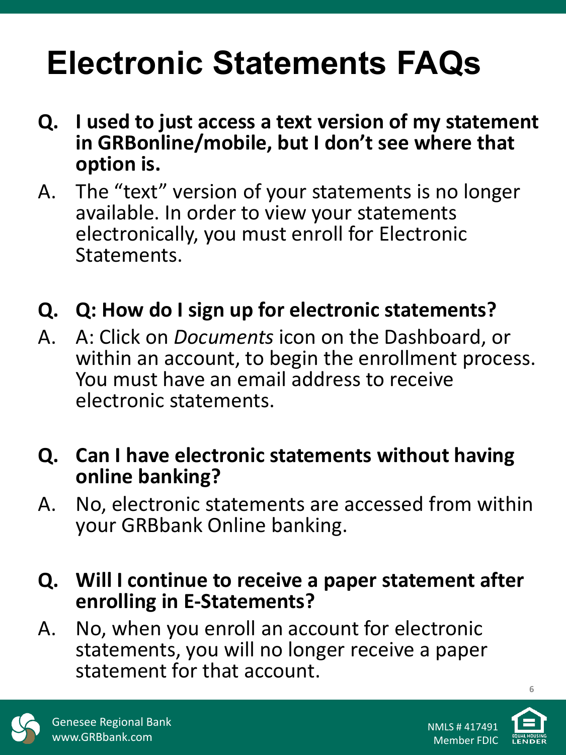# Electronic Statements FAQs

**Q. I used to just access a text version of my statement in GRBonline/mobile, but I don't see where that option is.**

A. The "text" version of your statements is no longer available. In order to view your statements electronically, you must enroll for Electronic Statements.

**Q. Q: How do I sign up for electronic statements?**

A. A: Click on *Documents* icon on the Dashboard, or within an account, to begin the enrollment process. You must have an email address to receive electronic statements.

**Q. Can I have electronic statements without having online banking?**

A. No, electronic statements are accessed from within your GRBbank Online banking.

**Q. Will I continue to receive a paper statement after enrolling in E-Statements?**

A. No, when you enroll an account for electronic statements, you will no longer receive a paper statement for that account.

Genesee Regional Bank
www.GRBbank.com

NMLS # 417491
Member FDIC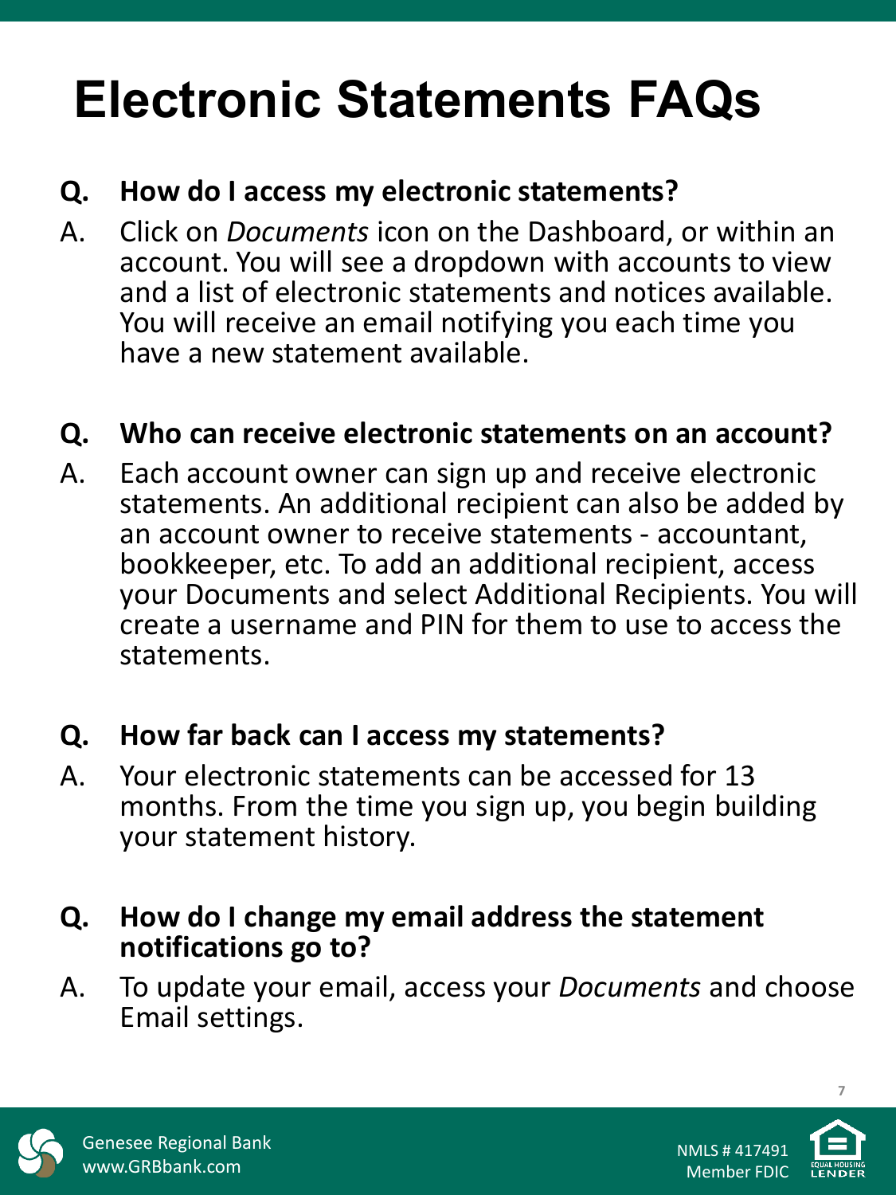# Electronic Statements FAQs

**Q. How do I access my electronic statements?**

A. Click on *Documents* icon on the Dashboard, or within an account. You will see a dropdown with accounts to view and a list of electronic statements and notices available. You will receive an email notifying you each time you have a new statement available.

**Q. Who can receive electronic statements on an account?**

A. Each account owner can sign up and receive electronic statements. An additional recipient can also be added by an account owner to receive statements - accountant, bookkeeper, etc. To add an additional recipient, access your Documents and select Additional Recipients. You will create a username and PIN for them to use to access the statements.

**Q. How far back can I access my statements?**

A. Your electronic statements can be accessed for 13 months. From the time you sign up, you begin building your statement history.

**Q. How do I change my email address the statement notifications go to?**

A. To update your email, access your *Documents* and choose Email settings.

Genesee Regional Bank
www.GRBbank.com

NMLS # 417491
Member FDIC